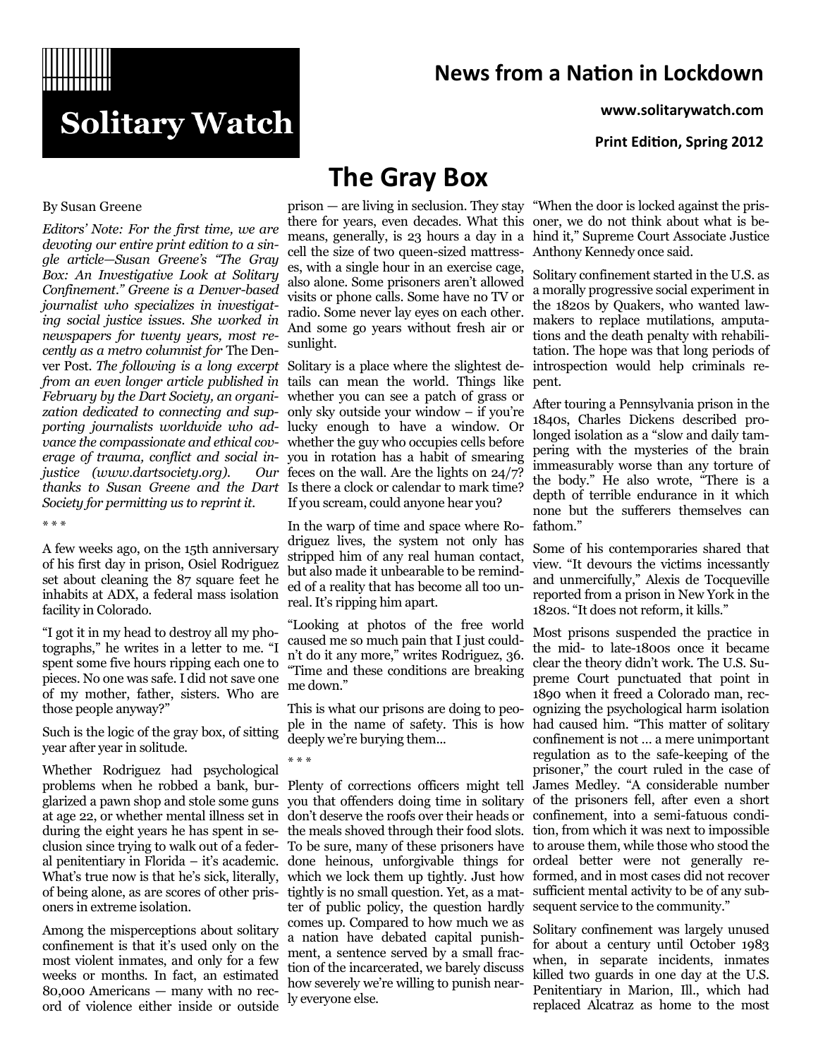# Solitary Watch

## News from a Nation in Lockdown

www.solitarywatch.com

Print Edition, Spring 2012

# The Gray Box

By Susan Greene

*Editors' Note: For the first time, we are devoting our entire print edition to a single article—Susan Greene's "The Gray Box: An Investigative Look at Solitary Confinement." Greene is a Denver-based journalist who specializes in investigating social justice issues. She worked in newspapers for twenty years, most recently as a metro columnist for* The Denver Post. *The following is a long excerpt from an even longer article published in February by the Dart Society, an organization dedicated to connecting and supporting journalists worldwide who advance the compassionate and ethical coverage of trauma, conflict and social injustice (www.dartsociety.org). Our thanks to Susan Greene and the Dart Society for permitting us to reprint it.*

\* \* \*

A few weeks ago, on the 15th anniversary of his first day in prison, Osiel Rodriguez set about cleaning the 87 square feet he inhabits at ADX, a federal mass isolation facility in Colorado.

"I got it in my head to destroy all my photographs," he writes in a letter to me. "I spent some five hours ripping each one to pieces. No one was safe. I did not save one of my mother, father, sisters. Who are those people anyway?"

Such is the logic of the gray box, of sitting year after year in solitude.

Whether Rodriguez had psychological problems when he robbed a bank, burglarized a pawn shop and stole some guns at age 22, or whether mental illness set in during the eight years he has spent in seclusion since trying to walk out of a federal penitentiary in Florida – it's academic. What's true now is that he's sick, literally, of being alone, as are scores of other prisoners in extreme isolation.

Among the misperceptions about solitary confinement is that it's used only on the most violent inmates, and only for a few weeks or months. In fact, an estimated 80,000 Americans — many with no record of violence either inside or outside prison — are living in seclusion. They stay there for years, even decades. What this means, generally, is 23 hours a day in a cell the size of two queen-sized mattresses, with a single hour in an exercise cage, also alone. Some prisoners aren't allowed visits or phone calls. Some have no TV or radio. Some never lay eyes on each other. And some go years without fresh air or sunlight.

Solitary is a place where the slightest details can mean the world. Things like whether you can see a patch of grass or only sky outside your window – if you're lucky enough to have a window. Or whether the guy who occupies cells before you in rotation has a habit of smearing feces on the wall. Are the lights on 24/7? Is there a clock or calendar to mark time? If you scream, could anyone hear you?

In the warp of time and space where Rodriguez lives, the system not only has stripped him of any real human contact, but also made it unbearable to be reminded of a reality that has become all too unreal. It's ripping him apart.

"Looking at photos of the free world caused me so much pain that I just couldn't do it any more," writes Rodriguez, 36. "Time and these conditions are breaking me down."

This is what our prisons are doing to people in the name of safety. This is how deeply we're burying them...

\* \* \*

Plenty of corrections officers might tell you that offenders doing time in solitary don't deserve the roofs over their heads or the meals shoved through their food slots. To be sure, many of these prisoners have done heinous, unforgivable things for which we lock them up tightly. Just how tightly is no small question. Yet, as a matter of public policy, the question hardly comes up. Compared to how much we as a nation have debated capital punishment, a sentence served by a small fraction of the incarcerated, we barely discuss how severely we're willing to punish nearly everyone else.

"When the door is locked against the prisoner, we do not think about what is behind it," Supreme Court Associate Justice Anthony Kennedy once said.

Solitary confinement started in the U.S. as a morally progressive social experiment in the 1820s by Quakers, who wanted lawmakers to replace mutilations, amputations and the death penalty with rehabilitation. The hope was that long periods of introspection would help criminals repent.

After touring a Pennsylvania prison in the 1840s, Charles Dickens described prolonged isolation as a "slow and daily tampering with the mysteries of the brain immeasurably worse than any torture of the body." He also wrote, "There is a depth of terrible endurance in it which none but the sufferers themselves can fathom."

Some of his contemporaries shared that view. "It devours the victims incessantly and unmercifully," Alexis de Tocqueville reported from a prison in New York in the 1820s. "It does not reform, it kills."

Most prisons suspended the practice in the mid- to late-1800s once it became clear the theory didn't work. The U.S. Supreme Court punctuated that point in 1890 when it freed a Colorado man, recognizing the psychological harm isolation had caused him. "This matter of solitary confinement is not … a mere unimportant regulation as to the safe-keeping of the prisoner," the court ruled in the case of James Medley. "A considerable number of the prisoners fell, after even a short confinement, into a semi-fatuous condition, from which it was next to impossible to arouse them, while those who stood the ordeal better were not generally reformed, and in most cases did not recover sufficient mental activity to be of any subsequent service to the community."

Solitary confinement was largely unused for about a century until October 1983 when, in separate incidents, inmates killed two guards in one day at the U.S. Penitentiary in Marion, Ill., which had replaced Alcatraz as home to the most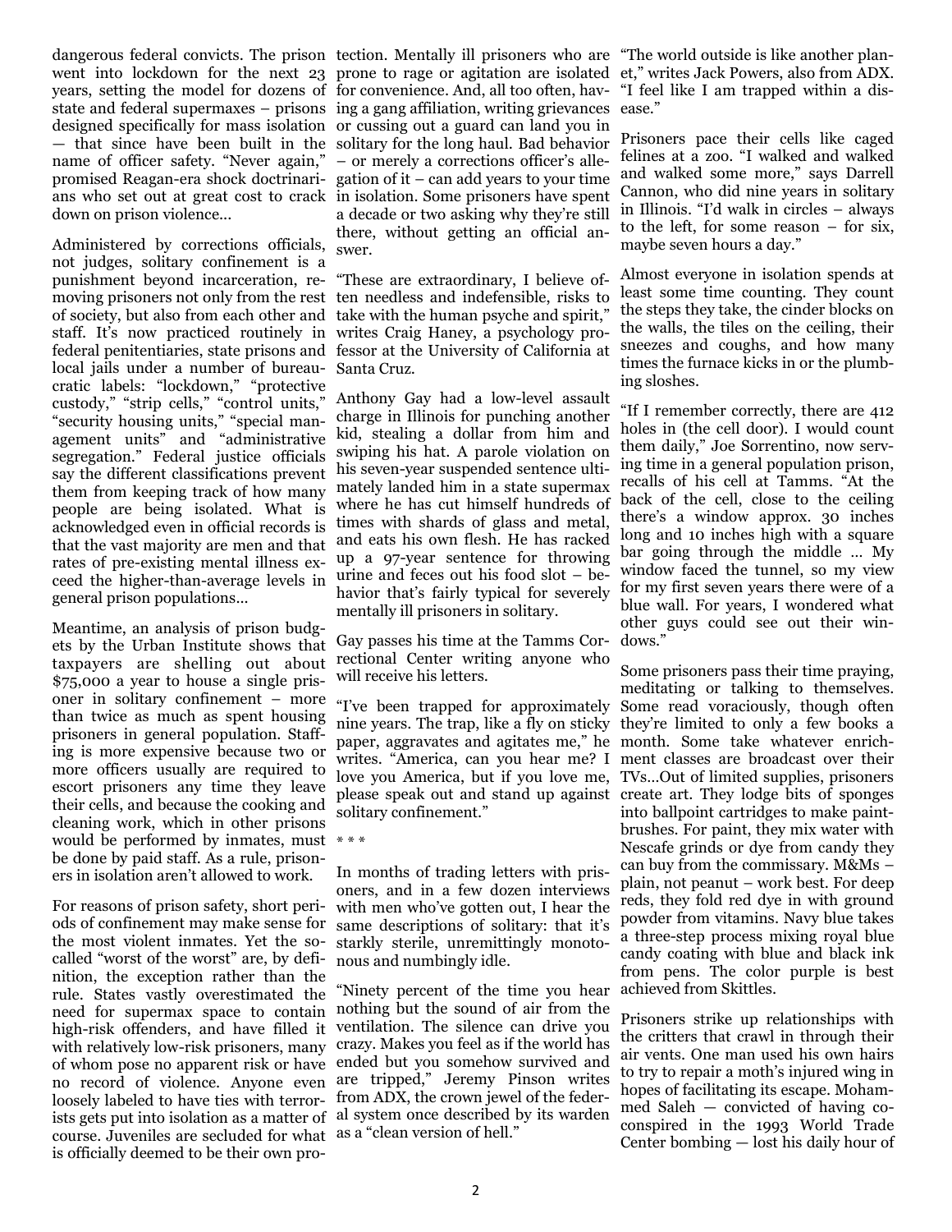dangerous federal convicts. The prison went into lockdown for the next 23 years, setting the model for dozens of state and federal supermaxes – prisons designed specifically for mass isolation — that since have been built in the name of officer safety. "Never again," promised Reagan-era shock doctrinarians who set out at great cost to crack down on prison violence...

Administered by corrections officials, not judges, solitary confinement is a punishment beyond incarceration, removing prisoners not only from the rest of society, but also from each other and staff. It's now practiced routinely in federal penitentiaries, state prisons and local jails under a number of bureaucratic labels: "lockdown," "protective custody," "strip cells," "control units," "security housing units," "special management units" and "administrative segregation." Federal justice officials say the different classifications prevent them from keeping track of how many people are being isolated. What is acknowledged even in official records is that the vast majority are men and that rates of pre-existing mental illness exceed the higher-than-average levels in general prison populations...

Meantime, an analysis of prison budgets by the Urban Institute shows that taxpayers are shelling out about $75,000 a year to house a single prisoner in solitary confinement – more than twice as much as spent housing prisoners in general population. Staffing is more expensive because two or more officers usually are required to escort prisoners any time they leave their cells, and because the cooking and cleaning work, which in other prisons would be performed by inmates, must be done by paid staff. As a rule, prisoners in isolation aren't allowed to work.

For reasons of prison safety, short periods of confinement may make sense for the most violent inmates. Yet the so-called "worst of the worst" are, by definition, the exception rather than the rule. States vastly overestimated the need for supermax space to contain high-risk offenders, and have filled it with relatively low-risk prisoners, many of whom pose no apparent risk or have no record of violence. Anyone even loosely labeled to have ties with terrorists gets put into isolation as a matter of course. Juveniles are secluded for what is officially deemed to be their own protection. Mentally ill prisoners who are prone to rage or agitation are isolated for convenience. And, all too often, having a gang affiliation, writing grievances or cussing out a guard can land you in solitary for the long haul. Bad behavior – or merely a corrections officer's allegation of it – can add years to your time in isolation. Some prisoners have spent a decade or two asking why they're still there, without getting an official answer.

"These are extraordinary, I believe often needless and indefensible, risks to take with the human psyche and spirit," writes Craig Haney, a psychology professor at the University of California at Santa Cruz.

Anthony Gay had a low-level assault charge in Illinois for punching another kid, stealing a dollar from him and swiping his hat. A parole violation on his seven-year suspended sentence ultimately landed him in a state supermax where he has cut himself hundreds of times with shards of glass and metal, and eats his own flesh. He has racked up a 97-year sentence for throwing urine and feces out his food slot – behavior that's fairly typical for severely mentally ill prisoners in solitary.

Gay passes his time at the Tamms Correctional Center writing anyone who will receive his letters.

"I've been trapped for approximately nine years. The trap, like a fly on sticky paper, aggravates and agitates me," he writes. "America, can you hear me? I love you America, but if you love me, please speak out and stand up against solitary confinement."

\* \* \*

In months of trading letters with prisoners, and in a few dozen interviews with men who've gotten out, I hear the same descriptions of solitary: that it's starkly sterile, unremittingly monotonous and numbingly idle.

"Ninety percent of the time you hear nothing but the sound of air from the ventilation. The silence can drive you crazy. Makes you feel as if the world has ended but you somehow survived and are tripped," Jeremy Pinson writes from ADX, the crown jewel of the federal system once described by its warden as a "clean version of hell."

"The world outside is like another planet," writes Jack Powers, also from ADX. "I feel like I am trapped within a disease."

Prisoners pace their cells like caged felines at a zoo. "I walked and walked and walked some more," says Darrell Cannon, who did nine years in solitary in Illinois. "I'd walk in circles – always to the left, for some reason – for six, maybe seven hours a day."

Almost everyone in isolation spends at least some time counting. They count the steps they take, the cinder blocks on the walls, the tiles on the ceiling, their sneezes and coughs, and how many times the furnace kicks in or the plumbing sloshes.

"If I remember correctly, there are 412 holes in (the cell door). I would count them daily," Joe Sorrentino, now serving time in a general population prison, recalls of his cell at Tamms. "At the back of the cell, close to the ceiling there's a window approx. 30 inches long and 10 inches high with a square bar going through the middle ... My window faced the tunnel, so my view for my first seven years there were of a blue wall. For years, I wondered what other guys could see out their windows."

Some prisoners pass their time praying, meditating or talking to themselves. Some read voraciously, though often they're limited to only a few books a month. Some take whatever enrichment classes are broadcast over their TVs...Out of limited supplies, prisoners create art. They lodge bits of sponges into ballpoint cartridges to make paintbrushes. For paint, they mix water with Nescafe grinds or dye from candy they can buy from the commissary. M&Ms – plain, not peanut – work best. For deep reds, they fold red dye in with ground powder from vitamins. Navy blue takes a three-step process mixing royal blue candy coating with blue and black ink from pens. The color purple is best achieved from Skittles.

Prisoners strike up relationships with the critters that crawl in through their air vents. One man used his own hairs to try to repair a moth's injured wing in hopes of facilitating its escape. Mohammed Saleh — convicted of having co-conspired in the 1993 World Trade Center bombing — lost his daily hour of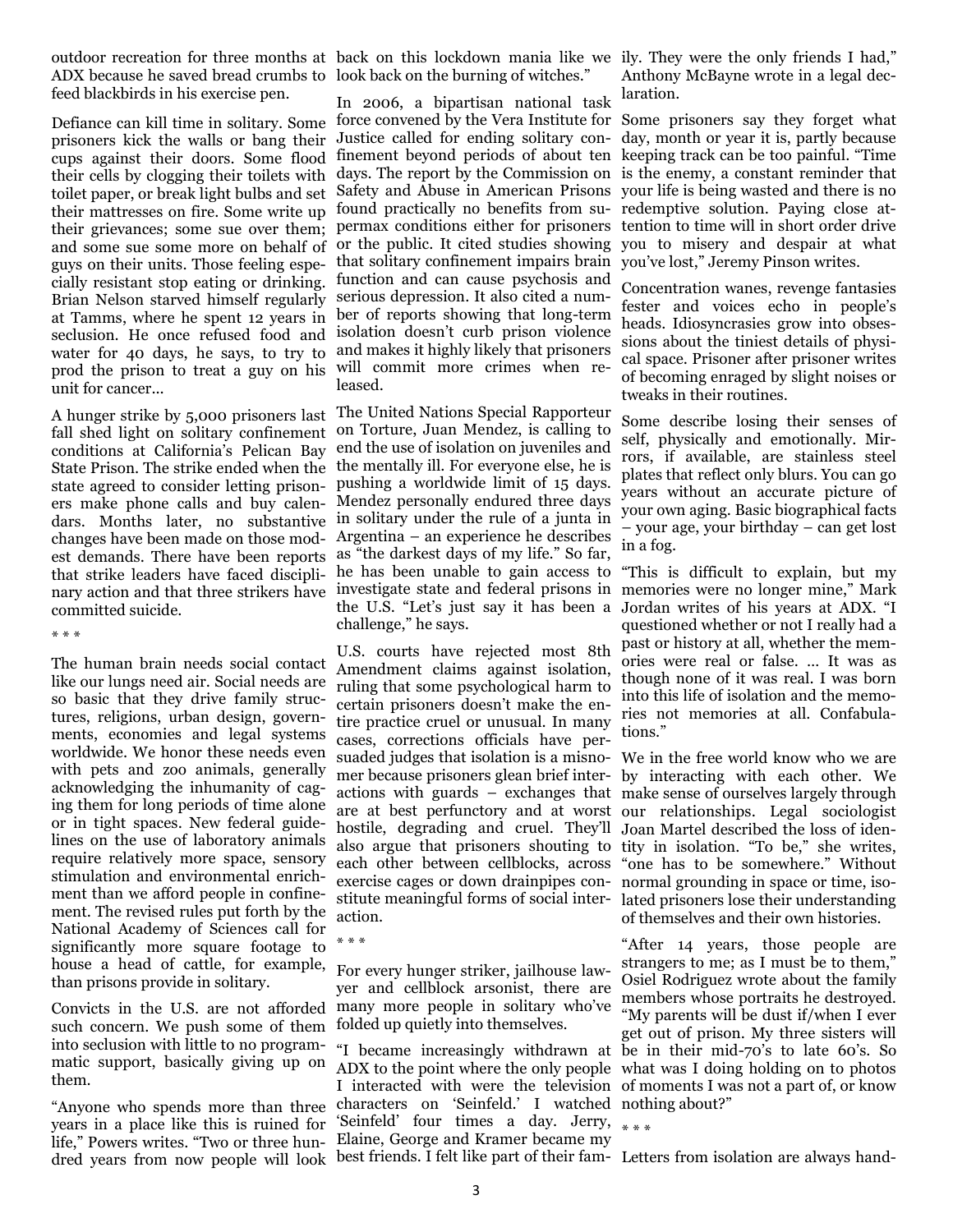outdoor recreation for three months at ADX because he saved bread crumbs to feed blackbirds in his exercise pen.

Defiance can kill time in solitary. Some prisoners kick the walls or bang their cups against their doors. Some flood their cells by clogging their toilets with toilet paper, or break light bulbs and set their mattresses on fire. Some write up their grievances; some sue over them; and some sue some more on behalf of guys on their units. Those feeling especially resistant stop eating or drinking. Brian Nelson starved himself regularly at Tamms, where he spent 12 years in seclusion. He once refused food and water for 40 days, he says, to try to prod the prison to treat a guy on his unit for cancer...

A hunger strike by 5,000 prisoners last fall shed light on solitary confinement conditions at California's Pelican Bay State Prison. The strike ended when the state agreed to consider letting prisoners make phone calls and buy calendars. Months later, no substantive changes have been made on those modest demands. There have been reports that strike leaders have faced disciplinary action and that three strikers have committed suicide.

* * *

The human brain needs social contact like our lungs need air. Social needs are so basic that they drive family structures, religions, urban design, governments, economies and legal systems worldwide. We honor these needs even with pets and zoo animals, generally acknowledging the inhumanity of caging them for long periods of time alone or in tight spaces. New federal guidelines on the use of laboratory animals require relatively more space, sensory stimulation and environmental enrichment than we afford people in confinement. The revised rules put forth by the National Academy of Sciences call for significantly more square footage to house a head of cattle, for example, than prisons provide in solitary.

Convicts in the U.S. are not afforded such concern. We push some of them into seclusion with little to no programmatic support, basically giving up on them.

"Anyone who spends more than three years in a place like this is ruined for life," Powers writes. "Two or three hundred years from now people will look back on this lockdown mania like we look back on the burning of witches."

In 2006, a bipartisan national task force convened by the Vera Institute for Justice called for ending solitary confinement beyond periods of about ten days. The report by the Commission on Safety and Abuse in American Prisons found practically no benefits from supermax conditions either for prisoners or the public. It cited studies showing that solitary confinement impairs brain function and can cause psychosis and serious depression. It also cited a number of reports showing that long-term isolation doesn't curb prison violence and makes it highly likely that prisoners will commit more crimes when released.

The United Nations Special Rapporteur on Torture, Juan Mendez, is calling to end the use of isolation on juveniles and the mentally ill. For everyone else, he is pushing a worldwide limit of 15 days. Mendez personally endured three days in solitary under the rule of a junta in Argentina – an experience he describes as "the darkest days of my life." So far, he has been unable to gain access to investigate state and federal prisons in the U.S. "Let's just say it has been a challenge," he says.

U.S. courts have rejected most 8th Amendment claims against isolation, ruling that some psychological harm to certain prisoners doesn't make the entire practice cruel or unusual. In many cases, corrections officials have persuaded judges that isolation is a misnomer because prisoners glean brief interactions with guards – exchanges that are at best perfunctory and at worst hostile, degrading and cruel. They'll also argue that prisoners shouting to each other between cellblocks, across exercise cages or down drainpipes constitute meaningful forms of social interaction.

* * *

For every hunger striker, jailhouse lawyer and cellblock arsonist, there are many more people in solitary who've folded up quietly into themselves.

"I became increasingly withdrawn at ADX to the point where the only people I interacted with were the television characters on 'Seinfeld.' I watched 'Seinfeld' four times a day. Jerry, Elaine, George and Kramer became my best friends. I felt like part of their family. They were the only friends I had," Anthony McBayne wrote in a legal declaration.

Some prisoners say they forget what day, month or year it is, partly because keeping track can be too painful. "Time is the enemy, a constant reminder that your life is being wasted and there is no redemptive solution. Paying close attention to time will in short order drive you to misery and despair at what you've lost," Jeremy Pinson writes.

Concentration wanes, revenge fantasies fester and voices echo in people's heads. Idiosyncrasies grow into obsessions about the tiniest details of physical space. Prisoner after prisoner writes of becoming enraged by slight noises or tweaks in their routines.

Some describe losing their senses of self, physically and emotionally. Mirrors, if available, are stainless steel plates that reflect only blurs. You can go years without an accurate picture of your own aging. Basic biographical facts – your age, your birthday – can get lost in a fog.

"This is difficult to explain, but my memories were no longer mine," Mark Jordan writes of his years at ADX. "I questioned whether or not I really had a past or history at all, whether the memories were real or false. ... It was as though none of it was real. I was born into this life of isolation and the memories not memories at all. Confabulations."

We in the free world know who we are by interacting with each other. We make sense of ourselves largely through our relationships. Legal sociologist Joan Martel described the loss of identity in isolation. "To be," she writes, "one has to be somewhere." Without normal grounding in space or time, isolated prisoners lose their understanding of themselves and their own histories.

"After 14 years, those people are strangers to me; as I must be to them," Osiel Rodriguez wrote about the family members whose portraits he destroyed. "My parents will be dust if/when I ever get out of prison. My three sisters will be in their mid-70's to late 60's. So what was I doing holding on to photos of moments I was not a part of, or know nothing about?"

* * *

Letters from isolation are always hand-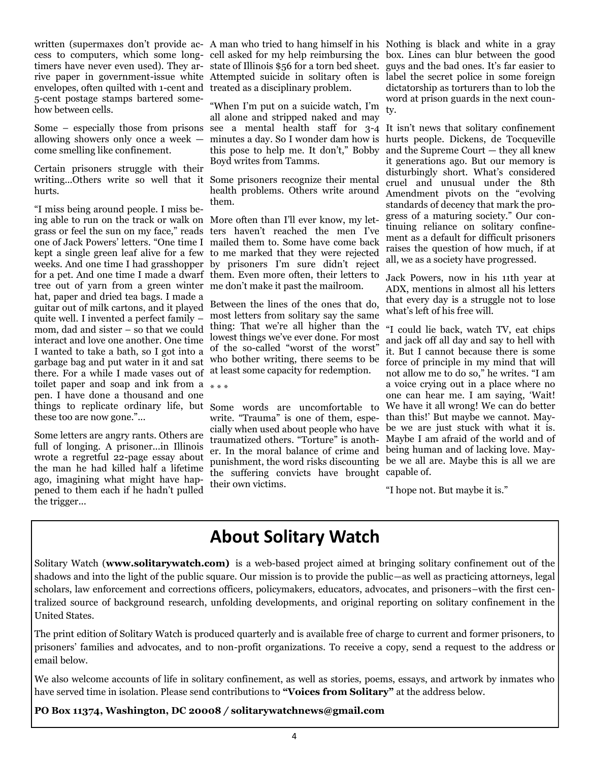written (supermaxes don't provide access to computers, which some long-timers have never even used). They arrive paper in government-issue white envelopes, often quilted with 1-cent and 5-cent postage stamps bartered somehow between cells.

Some – especially those from prisons allowing showers only once a week — come smelling like confinement.

Certain prisoners struggle with their writing…Others write so well that it hurts.

"I miss being around people. I miss being able to run on the track or walk on grass or feel the sun on my face," reads one of Jack Powers' letters. "One time I kept a single green leaf alive for a few weeks. And one time I had grasshopper for a pet. And one time I made a dwarf tree out of yarn from a green winter hat, paper and dried tea bags. I made a guitar out of milk cartons, and it played quite well. I invented a perfect family – mom, dad and sister – so that we could interact and love one another. One time I wanted to take a bath, so I got into a garbage bag and put water in it and sat there. For a while I made vases out of toilet paper and soap and ink from a pen. I have done a thousand and one things to replicate ordinary life, but these too are now gone."…

Some letters are angry rants. Others are full of longing. A prisoner…in Illinois wrote a regretful 22-page essay about the man he had killed half a lifetime ago, imagining what might have happened to them each if he hadn't pulled the trigger…

A man who tried to hang himself in his cell asked for my help reimbursing the state of Illinois $56 for a torn bed sheet. Attempted suicide in solitary often is treated as a disciplinary problem.

"When I'm put on a suicide watch, I'm all alone and stripped naked and may see a mental health staff for 3-4 minutes a day. So I wonder dam how is this pose to help me. It don't," Bobby Boyd writes from Tamms.

Some prisoners recognize their mental health problems. Others write around them.

More often than I'll ever know, my letters haven't reached the men I've mailed them to. Some have come back to me marked that they were rejected by prisoners I'm sure didn't reject them. Even more often, their letters to me don't make it past the mailroom.

Between the lines of the ones that do, most letters from solitary say the same thing: That we're all higher than the lowest things we've ever done. For most of the so-called "worst of the worst" who bother writing, there seems to be at least some capacity for redemption.

\* \* \*

Some words are uncomfortable to write. "Trauma" is one of them, especially when used about people who have traumatized others. "Torture" is another. In the moral balance of crime and punishment, the word risks discounting the suffering convicts have brought their own victims.

Nothing is black and white in a gray box. Lines can blur between the good guys and the bad ones. It's far easier to label the secret police in some foreign dictatorship as torturers than to lob the word at prison guards in the next county.

It isn't news that solitary confinement hurts people. Dickens, de Tocqueville and the Supreme Court — they all knew it generations ago. But our memory is disturbingly short. What's considered cruel and unusual under the 8th Amendment pivots on the "evolving standards of decency that mark the progress of a maturing society." Our continuing reliance on solitary confinement as a default for difficult prisoners raises the question of how much, if at all, we as a society have progressed.

Jack Powers, now in his 11th year at ADX, mentions in almost all his letters that every day is a struggle not to lose what's left of his free will.

"I could lie back, watch TV, eat chips and jack off all day and say to hell with it. But I cannot because there is some force of principle in my mind that will not allow me to do so," he writes. "I am a voice crying out in a place where no one can hear me. I am saying, 'Wait! We have it all wrong! We can do better than this!' But maybe we cannot. Maybe we are just stuck with what it is. Maybe I am afraid of the world and of being human and of lacking love. Maybe we all are. Maybe this is all we are capable of.

"I hope not. But maybe it is."

## About Solitary Watch

Solitary Watch (**www.solitarywatch.com)** is a web-based project aimed at bringing solitary confinement out of the shadows and into the light of the public square. Our mission is to provide the public—as well as practicing attorneys, legal scholars, law enforcement and corrections officers, policymakers, educators, advocates, and prisoners–with the first centralized source of background research, unfolding developments, and original reporting on solitary confinement in the United States.

The print edition of Solitary Watch is produced quarterly and is available free of charge to current and former prisoners, to prisoners' families and advocates, and to non-profit organizations. To receive a copy, send a request to the address or email below.

We also welcome accounts of life in solitary confinement, as well as stories, poems, essays, and artwork by inmates who have served time in isolation. Please send contributions to **"Voices from Solitary"** at the address below.

**PO Box 11374, Washington, DC 20008 / solitarywatchnews@gmail.com**